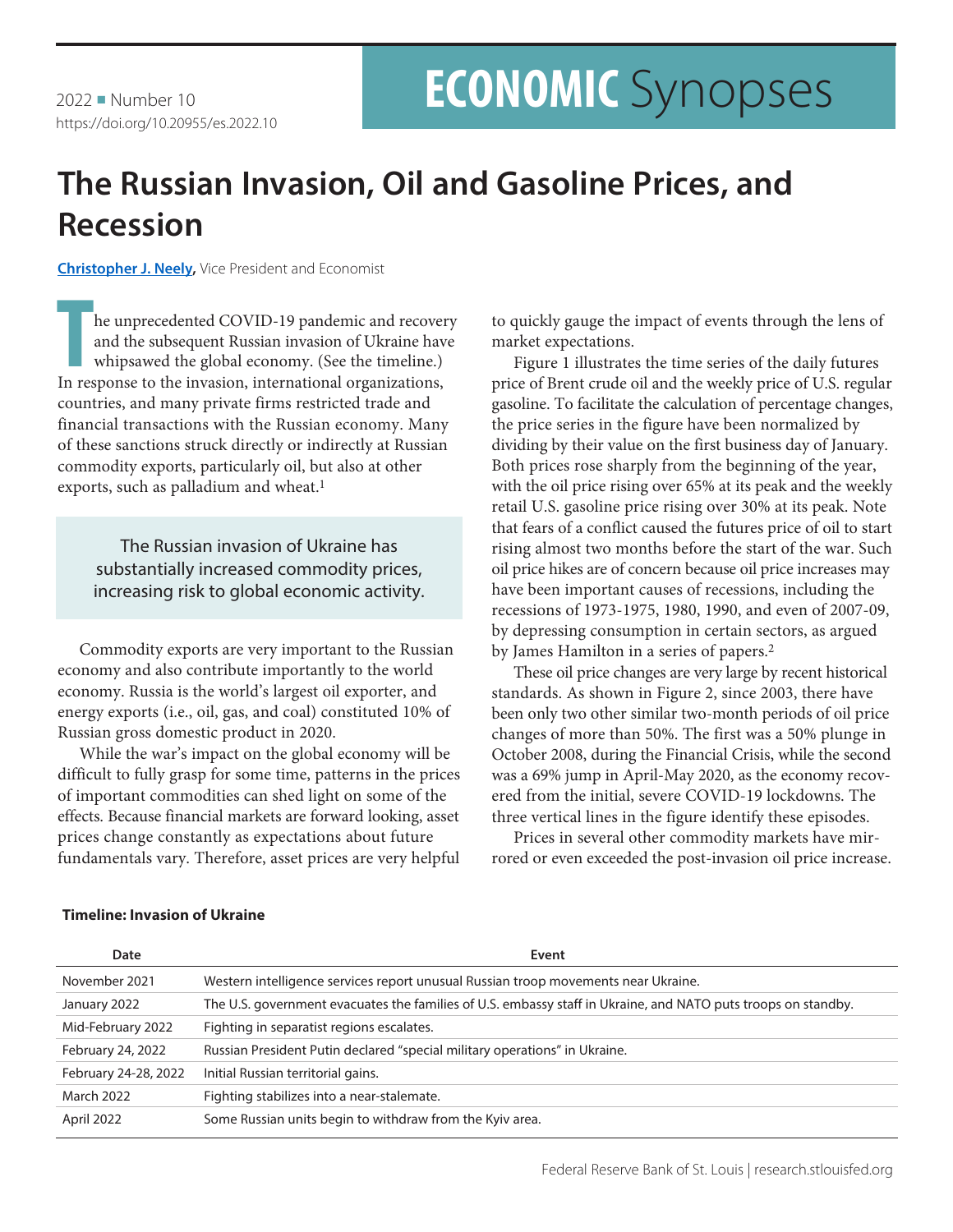2022 ■ Number 10
https://doi.org/10.20955/es.2022.10

# The Russian Invasion, Oil and Gasoline Prices, and Recession

**Christopher J. Neely,** Vice President and Economist

The unprecedented COVID-19 pandemic and recovery and the subsequent Russian invasion of Ukraine have whipsawed the global economy. (See the timeline.) In response to the invasion, international organizations, countries, and many private firms restricted trade and financial transactions with the Russian economy. Many of these sanctions struck directly or indirectly at Russian commodity exports, particularly oil, but also at other exports, such as palladium and wheat.[1]

> The Russian invasion of Ukraine has substantially increased commodity prices, increasing risk to global economic activity.

Commodity exports are very important to the Russian economy and also contribute importantly to the world economy. Russia is the world's largest oil exporter, and energy exports (i.e., oil, gas, and coal) constituted 10% of Russian gross domestic product in 2020.

While the war's impact on the global economy will be difficult to fully grasp for some time, patterns in the prices of important commodities can shed light on some of the effects. Because financial markets are forward looking, asset prices change constantly as expectations about future fundamentals vary. Therefore, asset prices are very helpful to quickly gauge the impact of events through the lens of market expectations.

Figure 1 illustrates the time series of the daily futures price of Brent crude oil and the weekly price of U.S. regular gasoline. To facilitate the calculation of percentage changes, the price series in the figure have been normalized by dividing by their value on the first business day of January. Both prices rose sharply from the beginning of the year, with the oil price rising over 65% at its peak and the weekly retail U.S. gasoline price rising over 30% at its peak. Note that fears of a conflict caused the futures price of oil to start rising almost two months before the start of the war. Such oil price hikes are of concern because oil price increases may have been important causes of recessions, including the recessions of 1973-1975, 1980, 1990, and even of 2007-09, by depressing consumption in certain sectors, as argued by James Hamilton in a series of papers.[2]

These oil price changes are very large by recent historical standards. As shown in Figure 2, since 2003, there have been only two other similar two-month periods of oil price changes of more than 50%. The first was a 50% plunge in October 2008, during the Financial Crisis, while the second was a 69% jump in April-May 2020, as the economy recovered from the initial, severe COVID-19 lockdowns. The three vertical lines in the figure identify these episodes.

Prices in several other commodity markets have mirrored or even exceeded the post-invasion oil price increase.

**Timeline: Invasion of Ukraine**

| Date | Event |
|---|---|
| November 2021 | Western intelligence services report unusual Russian troop movements near Ukraine. |
| January 2022 | The U.S. government evacuates the families of U.S. embassy staff in Ukraine, and NATO puts troops on standby. |
| Mid-February 2022 | Fighting in separatist regions escalates. |
| February 24, 2022 | Russian President Putin declared "special military operations" in Ukraine. |
| February 24-28, 2022 | Initial Russian territorial gains. |
| March 2022 | Fighting stabilizes into a near-stalemate. |
| April 2022 | Some Russian units begin to withdraw from the Kyiv area. |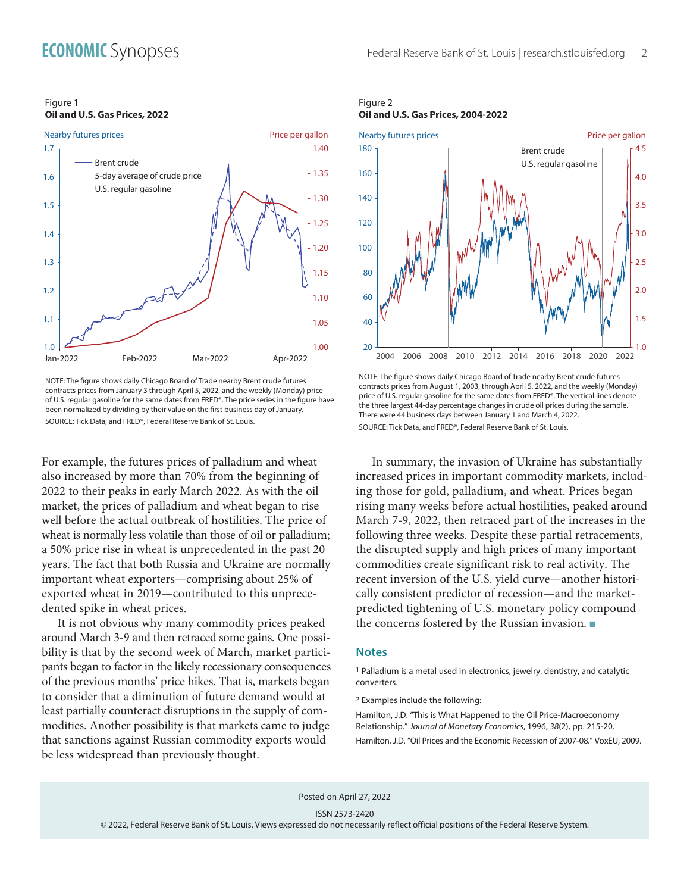Figure 1
**Oil and U.S. Gas Prices, 2022**

Nearby futures prices
Price per gallon
1.7
1.6
1.5
1.4
1.3
1.2
1.1
1.0
1.40
1.35
1.30
1.25
1.20
1.15
1.10
1.05
1.00
Brent crude
5-day average of crude price
U.S. regular gasoline
Jan-2022
Feb-2022
Mar-2022
Apr-2022

NOTE: The figure shows daily Chicago Board of Trade nearby Brent crude futures contracts prices from January 3 through April 5, 2022, and the weekly (Monday) price of U.S. regular gasoline for the same dates from FRED®. The price series in the figure have been normalized by dividing by their value on the first business day of January.

SOURCE: Tick Data, and FRED®, Federal Reserve Bank of St. Louis.

Figure 2
**Oil and U.S. Gas Prices, 2004-2022**

Nearby futures prices
Price per gallon
180
160
140
120
100
80
60
40
20
4.5
4.0
3.5
3.0
2.5
2.0
1.5
1.0
Brent crude
U.S. regular gasoline
2004
2006
2008
2010
2012
2014
2016
2018
2020
2022

NOTE: The figure shows daily Chicago Board of Trade nearby Brent crude futures contracts prices from August 1, 2003, through April 5, 2022, and the weekly (Monday) price of U.S. regular gasoline for the same dates from FRED®. The vertical lines denote the three largest 44-day percentage changes in crude oil prices during the sample. There were 44 business days between January 1 and March 4, 2022.

SOURCE: Tick Data, and FRED®, Federal Reserve Bank of St. Louis.

For example, the futures prices of palladium and wheat also increased by more than 70% from the beginning of 2022 to their peaks in early March 2022. As with the oil market, the prices of palladium and wheat began to rise well before the actual outbreak of hostilities. The price of wheat is normally less volatile than those of oil or palladium; a 50% price rise in wheat is unprecedented in the past 20 years. The fact that both Russia and Ukraine are normally important wheat exporters—comprising about 25% of exported wheat in 2019—contributed to this unprecedented spike in wheat prices.

It is not obvious why many commodity prices peaked around March 3-9 and then retraced some gains. One possibility is that by the second week of March, market participants began to factor in the likely recessionary consequences of the previous months' price hikes. That is, markets began to consider that a diminution of future demand would at least partially counteract disruptions in the supply of commodities. Another possibility is that markets came to judge that sanctions against Russian commodity exports would be less widespread than previously thought.

In summary, the invasion of Ukraine has substantially increased prices in important commodity markets, including those for gold, palladium, and wheat. Prices began rising many weeks before actual hostilities, peaked around March 7-9, 2022, then retraced part of the increases in the following three weeks. Despite these partial retracements, the disrupted supply and high prices of many important commodities create significant risk to real activity. The recent inversion of the U.S. yield curve—another historically consistent predictor of recession—and the market-predicted tightening of U.S. monetary policy compound the concerns fostered by the Russian invasion. ■

## Notes

[1] Palladium is a metal used in electronics, jewelry, dentistry, and catalytic converters.

[2] Examples include the following:

Hamilton, J.D. "This is What Happened to the Oil Price-Macroeconomy Relationship." *Journal of Monetary Economics*, 1996, *38*(2), pp. 215-20.

Hamilton, J.D. "Oil Prices and the Economic Recession of 2007-08." VoxEU, 2009.

Posted on April 27, 2022

ISSN 2573-2420

© 2022, Federal Reserve Bank of St. Louis. Views expressed do not necessarily reflect official positions of the Federal Reserve System.